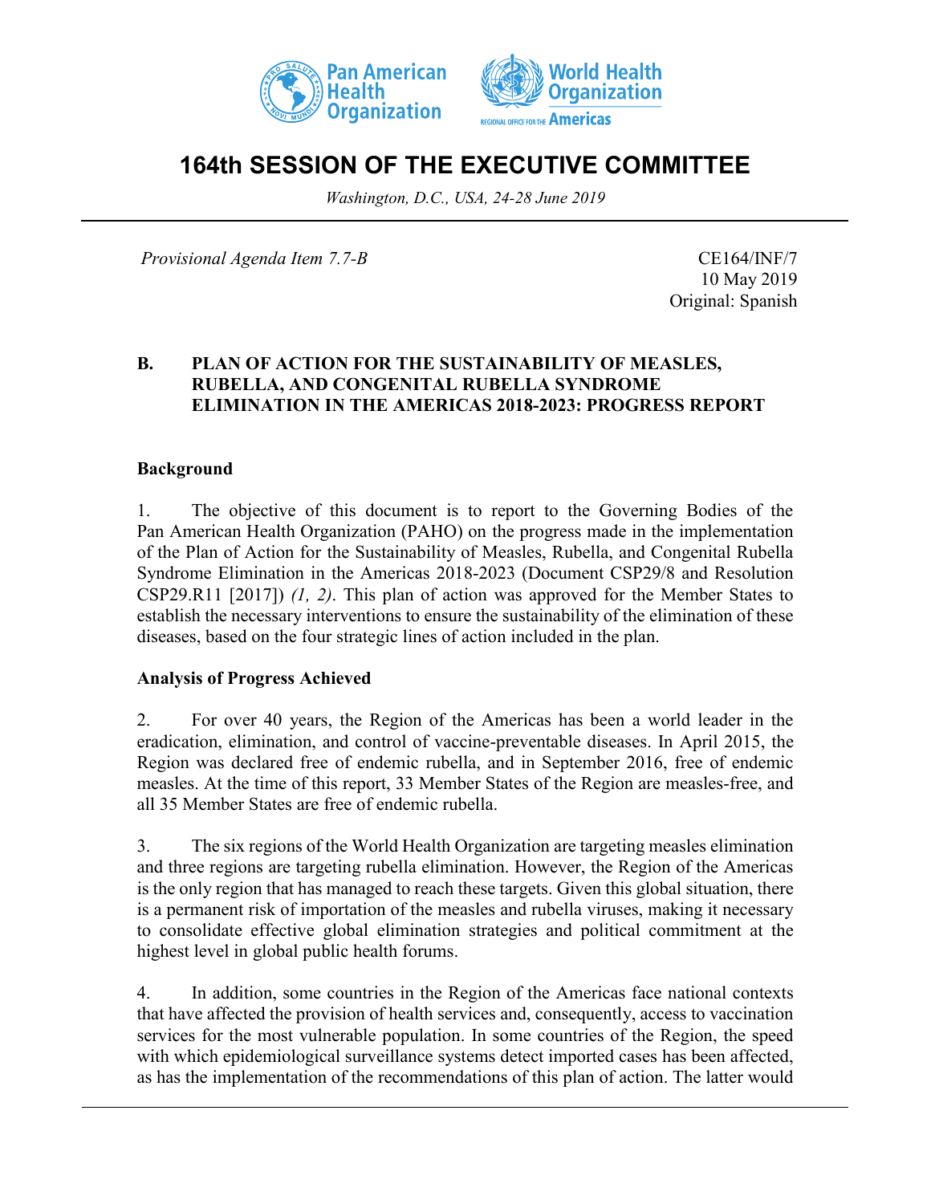# 164th SESSION OF THE EXECUTIVE COMMITTEE

*Washington, D.C., USA, 24-28 June 2019*

*Provisional Agenda Item 7.7-B*

CE164/INF/7
10 May 2019
Original: Spanish

## B. PLAN OF ACTION FOR THE SUSTAINABILITY OF MEASLES, RUBELLA, AND CONGENITAL RUBELLA SYNDROME ELIMINATION IN THE AMERICAS 2018-2023: PROGRESS REPORT

### Background

1. The objective of this document is to report to the Governing Bodies of the Pan American Health Organization (PAHO) on the progress made in the implementation of the Plan of Action for the Sustainability of Measles, Rubella, and Congenital Rubella Syndrome Elimination in the Americas 2018-2023 (Document CSP29/8 and Resolution CSP29.R11 [2017]) *(1, 2)*. This plan of action was approved for the Member States to establish the necessary interventions to ensure the sustainability of the elimination of these diseases, based on the four strategic lines of action included in the plan.

### Analysis of Progress Achieved

2. For over 40 years, the Region of the Americas has been a world leader in the eradication, elimination, and control of vaccine-preventable diseases. In April 2015, the Region was declared free of endemic rubella, and in September 2016, free of endemic measles. At the time of this report, 33 Member States of the Region are measles-free, and all 35 Member States are free of endemic rubella.

3. The six regions of the World Health Organization are targeting measles elimination and three regions are targeting rubella elimination. However, the Region of the Americas is the only region that has managed to reach these targets. Given this global situation, there is a permanent risk of importation of the measles and rubella viruses, making it necessary to consolidate effective global elimination strategies and political commitment at the highest level in global public health forums.

4. In addition, some countries in the Region of the Americas face national contexts that have affected the provision of health services and, consequently, access to vaccination services for the most vulnerable population. In some countries of the Region, the speed with which epidemiological surveillance systems detect imported cases has been affected, as has the implementation of the recommendations of this plan of action. The latter would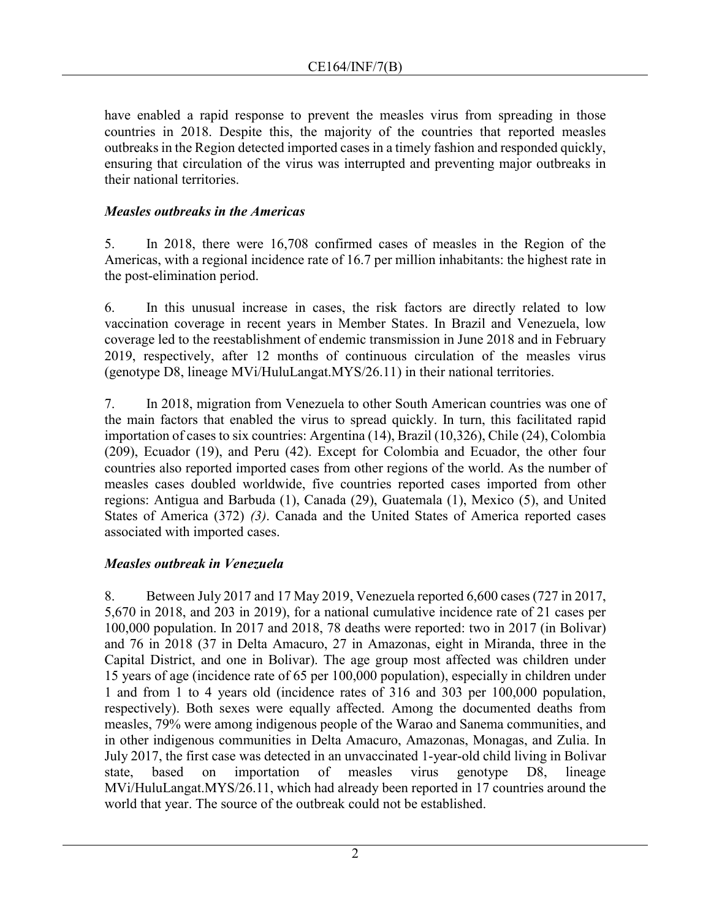have enabled a rapid response to prevent the measles virus from spreading in those countries in 2018. Despite this, the majority of the countries that reported measles outbreaks in the Region detected imported cases in a timely fashion and responded quickly, ensuring that circulation of the virus was interrupted and preventing major outbreaks in their national territories.

### *Measles outbreaks in the Americas*

5. In 2018, there were 16,708 confirmed cases of measles in the Region of the Americas, with a regional incidence rate of 16.7 per million inhabitants: the highest rate in the post-elimination period.

6. In this unusual increase in cases, the risk factors are directly related to low vaccination coverage in recent years in Member States. In Brazil and Venezuela, low coverage led to the reestablishment of endemic transmission in June 2018 and in February 2019, respectively, after 12 months of continuous circulation of the measles virus (genotype D8, lineage MVi/HuluLangat.MYS/26.11) in their national territories.

7. In 2018, migration from Venezuela to other South American countries was one of the main factors that enabled the virus to spread quickly. In turn, this facilitated rapid importation of cases to six countries: Argentina (14), Brazil (10,326), Chile (24), Colombia (209), Ecuador (19), and Peru (42). Except for Colombia and Ecuador, the other four countries also reported imported cases from other regions of the world. As the number of measles cases doubled worldwide, five countries reported cases imported from other regions: Antigua and Barbuda (1), Canada (29), Guatemala (1), Mexico (5), and United States of America (372) *(3)*. Canada and the United States of America reported cases associated with imported cases.

### *Measles outbreak in Venezuela*

8. Between July 2017 and 17 May 2019, Venezuela reported 6,600 cases (727 in 2017, 5,670 in 2018, and 203 in 2019), for a national cumulative incidence rate of 21 cases per 100,000 population. In 2017 and 2018, 78 deaths were reported: two in 2017 (in Bolivar) and 76 in 2018 (37 in Delta Amacuro, 27 in Amazonas, eight in Miranda, three in the Capital District, and one in Bolivar). The age group most affected was children under 15 years of age (incidence rate of 65 per 100,000 population), especially in children under 1 and from 1 to 4 years old (incidence rates of 316 and 303 per 100,000 population, respectively). Both sexes were equally affected. Among the documented deaths from measles, 79% were among indigenous people of the Warao and Sanema communities, and in other indigenous communities in Delta Amacuro, Amazonas, Monagas, and Zulia. In July 2017, the first case was detected in an unvaccinated 1-year-old child living in Bolivar state, based on importation of measles virus genotype D8, lineage MVi/HuluLangat.MYS/26.11, which had already been reported in 17 countries around the world that year. The source of the outbreak could not be established.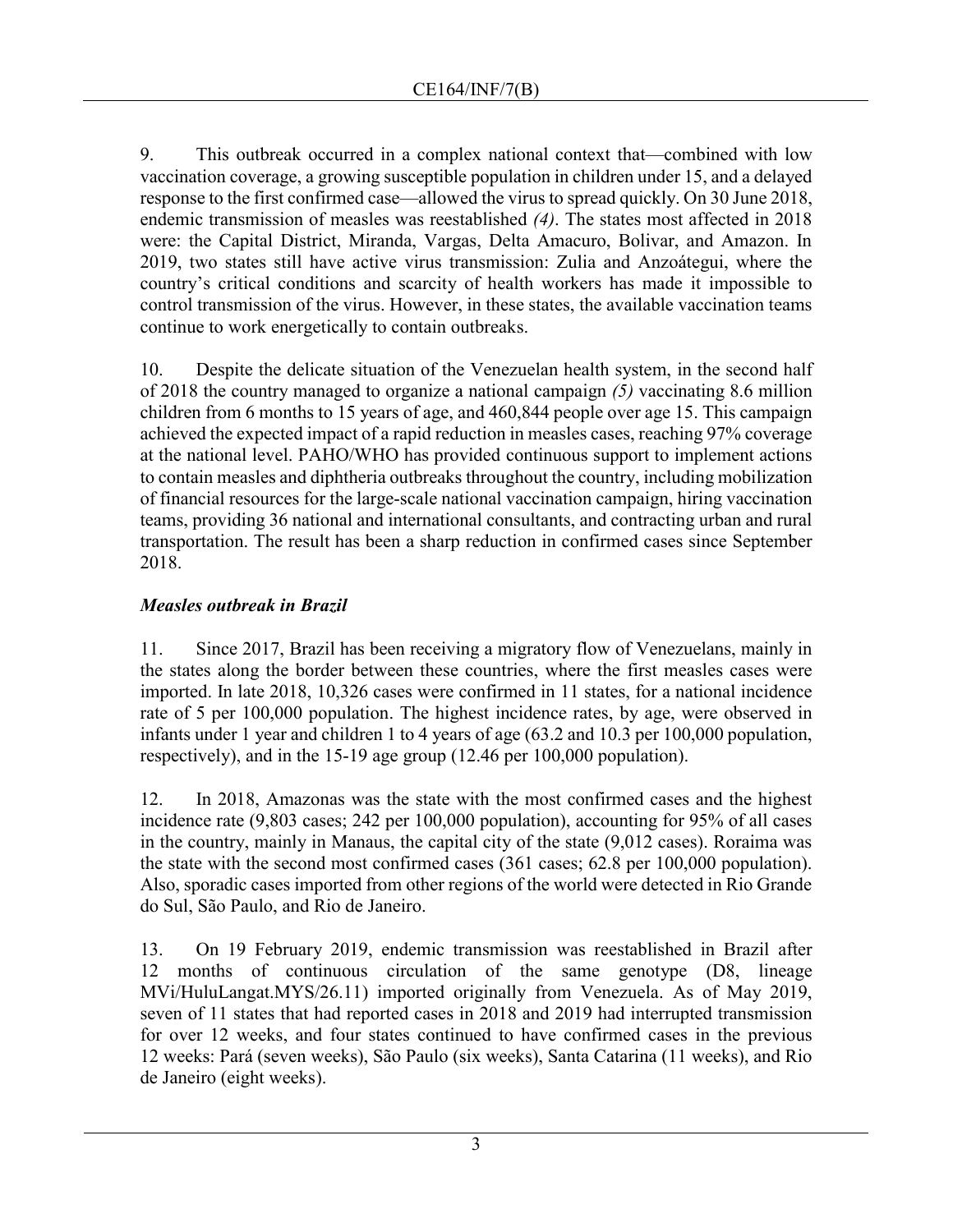9. This outbreak occurred in a complex national context that—combined with low vaccination coverage, a growing susceptible population in children under 15, and a delayed response to the first confirmed case—allowed the virus to spread quickly. On 30 June 2018, endemic transmission of measles was reestablished *(4)*. The states most affected in 2018 were: the Capital District, Miranda, Vargas, Delta Amacuro, Bolivar, and Amazon. In 2019, two states still have active virus transmission: Zulia and Anzoátegui, where the country's critical conditions and scarcity of health workers has made it impossible to control transmission of the virus. However, in these states, the available vaccination teams continue to work energetically to contain outbreaks.

10. Despite the delicate situation of the Venezuelan health system, in the second half of 2018 the country managed to organize a national campaign *(5)* vaccinating 8.6 million children from 6 months to 15 years of age, and 460,844 people over age 15. This campaign achieved the expected impact of a rapid reduction in measles cases, reaching 97% coverage at the national level. PAHO/WHO has provided continuous support to implement actions to contain measles and diphtheria outbreaks throughout the country, including mobilization of financial resources for the large-scale national vaccination campaign, hiring vaccination teams, providing 36 national and international consultants, and contracting urban and rural transportation. The result has been a sharp reduction in confirmed cases since September 2018.

### *Measles outbreak in Brazil*

11. Since 2017, Brazil has been receiving a migratory flow of Venezuelans, mainly in the states along the border between these countries, where the first measles cases were imported. In late 2018, 10,326 cases were confirmed in 11 states, for a national incidence rate of 5 per 100,000 population. The highest incidence rates, by age, were observed in infants under 1 year and children 1 to 4 years of age (63.2 and 10.3 per 100,000 population, respectively), and in the 15-19 age group (12.46 per 100,000 population).

12. In 2018, Amazonas was the state with the most confirmed cases and the highest incidence rate (9,803 cases; 242 per 100,000 population), accounting for 95% of all cases in the country, mainly in Manaus, the capital city of the state (9,012 cases). Roraima was the state with the second most confirmed cases (361 cases; 62.8 per 100,000 population). Also, sporadic cases imported from other regions of the world were detected in Rio Grande do Sul, São Paulo, and Rio de Janeiro.

13. On 19 February 2019, endemic transmission was reestablished in Brazil after 12 months of continuous circulation of the same genotype (D8, lineage MVi/HuluLangat.MYS/26.11) imported originally from Venezuela. As of May 2019, seven of 11 states that had reported cases in 2018 and 2019 had interrupted transmission for over 12 weeks, and four states continued to have confirmed cases in the previous 12 weeks: Pará (seven weeks), São Paulo (six weeks), Santa Catarina (11 weeks), and Rio de Janeiro (eight weeks).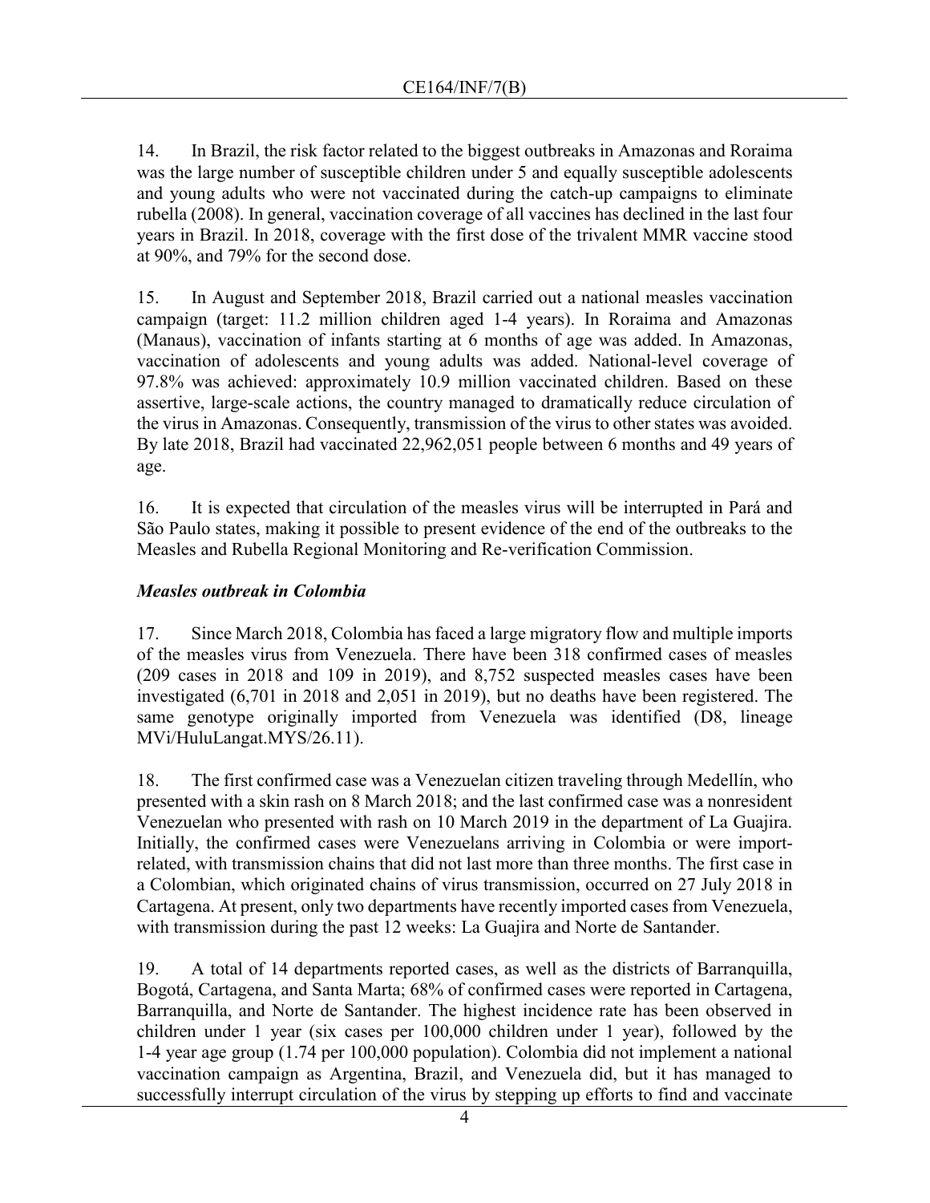14. In Brazil, the risk factor related to the biggest outbreaks in Amazonas and Roraima was the large number of susceptible children under 5 and equally susceptible adolescents and young adults who were not vaccinated during the catch-up campaigns to eliminate rubella (2008). In general, vaccination coverage of all vaccines has declined in the last four years in Brazil. In 2018, coverage with the first dose of the trivalent MMR vaccine stood at 90%, and 79% for the second dose.

15. In August and September 2018, Brazil carried out a national measles vaccination campaign (target: 11.2 million children aged 1-4 years). In Roraima and Amazonas (Manaus), vaccination of infants starting at 6 months of age was added. In Amazonas, vaccination of adolescents and young adults was added. National-level coverage of 97.8% was achieved: approximately 10.9 million vaccinated children. Based on these assertive, large-scale actions, the country managed to dramatically reduce circulation of the virus in Amazonas. Consequently, transmission of the virus to other states was avoided. By late 2018, Brazil had vaccinated 22,962,051 people between 6 months and 49 years of age.

16. It is expected that circulation of the measles virus will be interrupted in Pará and São Paulo states, making it possible to present evidence of the end of the outbreaks to the Measles and Rubella Regional Monitoring and Re-verification Commission.

***Measles outbreak in Colombia***

17. Since March 2018, Colombia has faced a large migratory flow and multiple imports of the measles virus from Venezuela. There have been 318 confirmed cases of measles (209 cases in 2018 and 109 in 2019), and 8,752 suspected measles cases have been investigated (6,701 in 2018 and 2,051 in 2019), but no deaths have been registered. The same genotype originally imported from Venezuela was identified (D8, lineage MVi/HuluLangat.MYS/26.11).

18. The first confirmed case was a Venezuelan citizen traveling through Medellín, who presented with a skin rash on 8 March 2018; and the last confirmed case was a nonresident Venezuelan who presented with rash on 10 March 2019 in the department of La Guajira. Initially, the confirmed cases were Venezuelans arriving in Colombia or were import-related, with transmission chains that did not last more than three months. The first case in a Colombian, which originated chains of virus transmission, occurred on 27 July 2018 in Cartagena. At present, only two departments have recently imported cases from Venezuela, with transmission during the past 12 weeks: La Guajira and Norte de Santander.

19. A total of 14 departments reported cases, as well as the districts of Barranquilla, Bogotá, Cartagena, and Santa Marta; 68% of confirmed cases were reported in Cartagena, Barranquilla, and Norte de Santander. The highest incidence rate has been observed in children under 1 year (six cases per 100,000 children under 1 year), followed by the 1-4 year age group (1.74 per 100,000 population). Colombia did not implement a national vaccination campaign as Argentina, Brazil, and Venezuela did, but it has managed to successfully interrupt circulation of the virus by stepping up efforts to find and vaccinate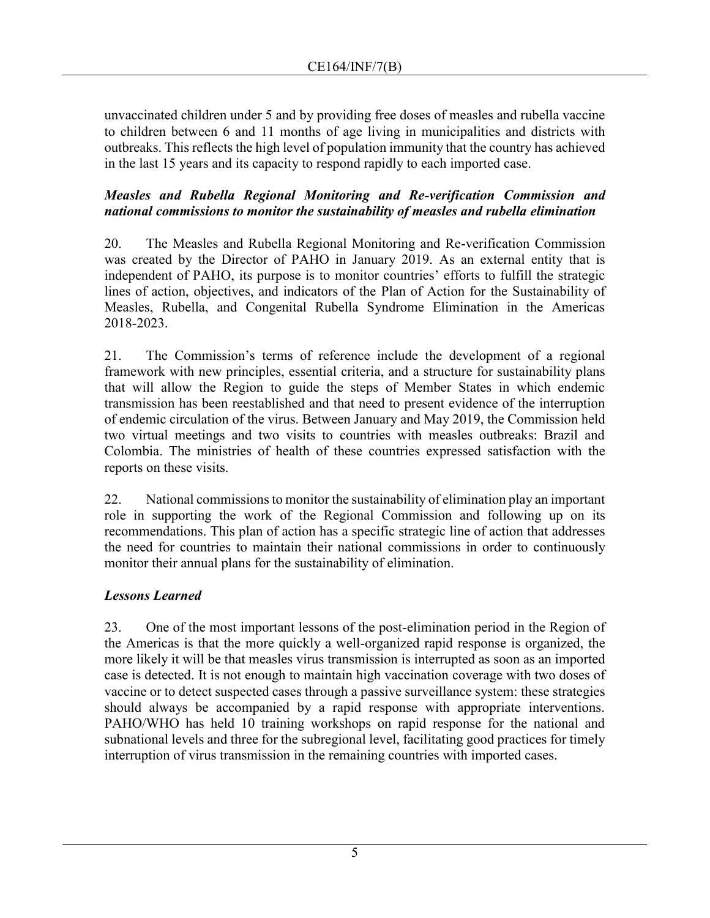unvaccinated children under 5 and by providing free doses of measles and rubella vaccine to children between 6 and 11 months of age living in municipalities and districts with outbreaks. This reflects the high level of population immunity that the country has achieved in the last 15 years and its capacity to respond rapidly to each imported case.

***Measles and Rubella Regional Monitoring and Re-verification Commission and national commissions to monitor the sustainability of measles and rubella elimination***

20. The Measles and Rubella Regional Monitoring and Re-verification Commission was created by the Director of PAHO in January 2019. As an external entity that is independent of PAHO, its purpose is to monitor countries' efforts to fulfill the strategic lines of action, objectives, and indicators of the Plan of Action for the Sustainability of Measles, Rubella, and Congenital Rubella Syndrome Elimination in the Americas 2018-2023.

21. The Commission's terms of reference include the development of a regional framework with new principles, essential criteria, and a structure for sustainability plans that will allow the Region to guide the steps of Member States in which endemic transmission has been reestablished and that need to present evidence of the interruption of endemic circulation of the virus. Between January and May 2019, the Commission held two virtual meetings and two visits to countries with measles outbreaks: Brazil and Colombia. The ministries of health of these countries expressed satisfaction with the reports on these visits.

22. National commissions to monitor the sustainability of elimination play an important role in supporting the work of the Regional Commission and following up on its recommendations. This plan of action has a specific strategic line of action that addresses the need for countries to maintain their national commissions in order to continuously monitor their annual plans for the sustainability of elimination.

***Lessons Learned***

23. One of the most important lessons of the post-elimination period in the Region of the Americas is that the more quickly a well-organized rapid response is organized, the more likely it will be that measles virus transmission is interrupted as soon as an imported case is detected. It is not enough to maintain high vaccination coverage with two doses of vaccine or to detect suspected cases through a passive surveillance system: these strategies should always be accompanied by a rapid response with appropriate interventions. PAHO/WHO has held 10 training workshops on rapid response for the national and subnational levels and three for the subregional level, facilitating good practices for timely interruption of virus transmission in the remaining countries with imported cases.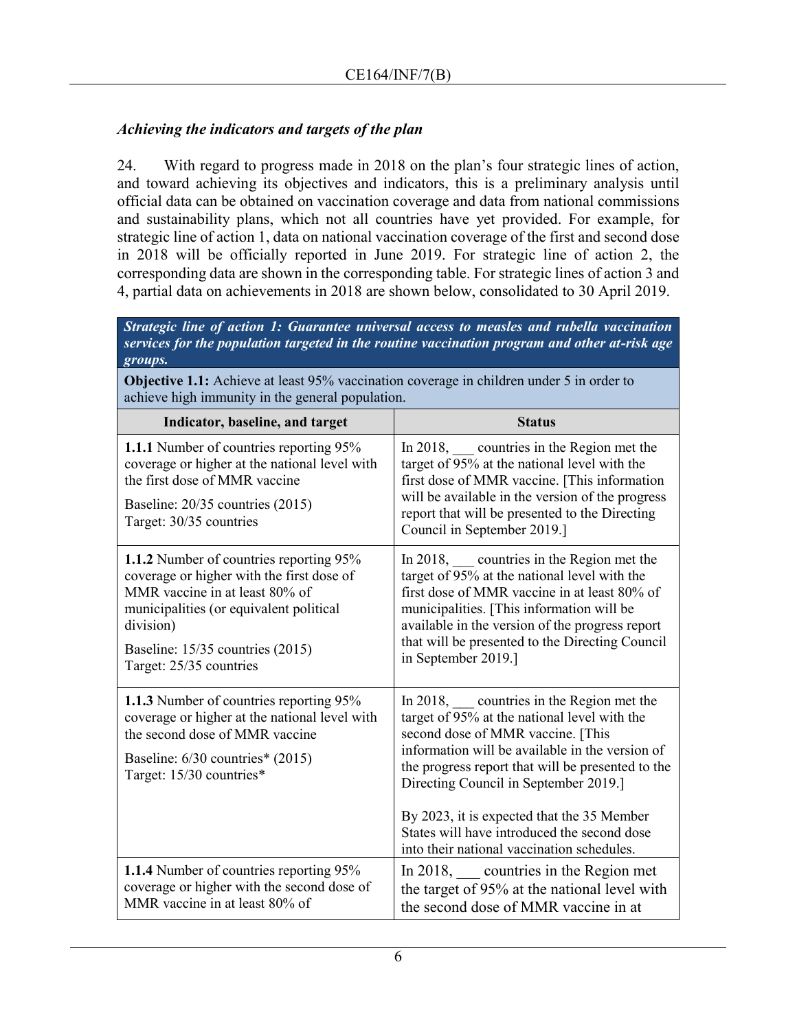### *Achieving the indicators and targets of the plan*

24. With regard to progress made in 2018 on the plan's four strategic lines of action, and toward achieving its objectives and indicators, this is a preliminary analysis until official data can be obtained on vaccination coverage and data from national commissions and sustainability plans, which not all countries have yet provided. For example, for strategic line of action 1, data on national vaccination coverage of the first and second dose in 2018 will be officially reported in June 2019. For strategic line of action 2, the corresponding data are shown in the corresponding table. For strategic lines of action 3 and 4, partial data on achievements in 2018 are shown below, consolidated to 30 April 2019.

| ***Strategic line of action 1: Guarantee universal access to measles and rubella vaccination services for the population targeted in the routine vaccination program and other at-risk age groups.*** | |
|---|---|
| **Objective 1.1:** Achieve at least 95% vaccination coverage in children under 5 in order to achieve high immunity in the general population. | |
| **Indicator, baseline, and target** | **Status** |
| **1.1.1** Number of countries reporting 95% coverage or higher at the national level with the first dose of MMR vaccine<br><br>Baseline: 20/35 countries (2015)<br>Target: 30/35 countries | In 2018, ___ countries in the Region met the target of 95% at the national level with the first dose of MMR vaccine. [This information will be available in the version of the progress report that will be presented to the Directing Council in September 2019.] |
| **1.1.2** Number of countries reporting 95% coverage or higher with the first dose of MMR vaccine in at least 80% of municipalities (or equivalent political division)<br><br>Baseline: 15/35 countries (2015)<br>Target: 25/35 countries | In 2018, ___ countries in the Region met the target of 95% at the national level with the first dose of MMR vaccine in at least 80% of municipalities. [This information will be available in the version of the progress report that will be presented to the Directing Council in September 2019.] |
| **1.1.3** Number of countries reporting 95% coverage or higher at the national level with the second dose of MMR vaccine<br><br>Baseline: 6/30 countries* (2015)<br>Target: 15/30 countries* | In 2018, ___ countries in the Region met the target of 95% at the national level with the second dose of MMR vaccine. [This information will be available in the version of the progress report that will be presented to the Directing Council in September 2019.]<br><br>By 2023, it is expected that the 35 Member States will have introduced the second dose into their national vaccination schedules. |
| **1.1.4** Number of countries reporting 95% coverage or higher with the second dose of MMR vaccine in at least 80% of | In 2018, ___ countries in the Region met the target of 95% at the national level with the second dose of MMR vaccine in at |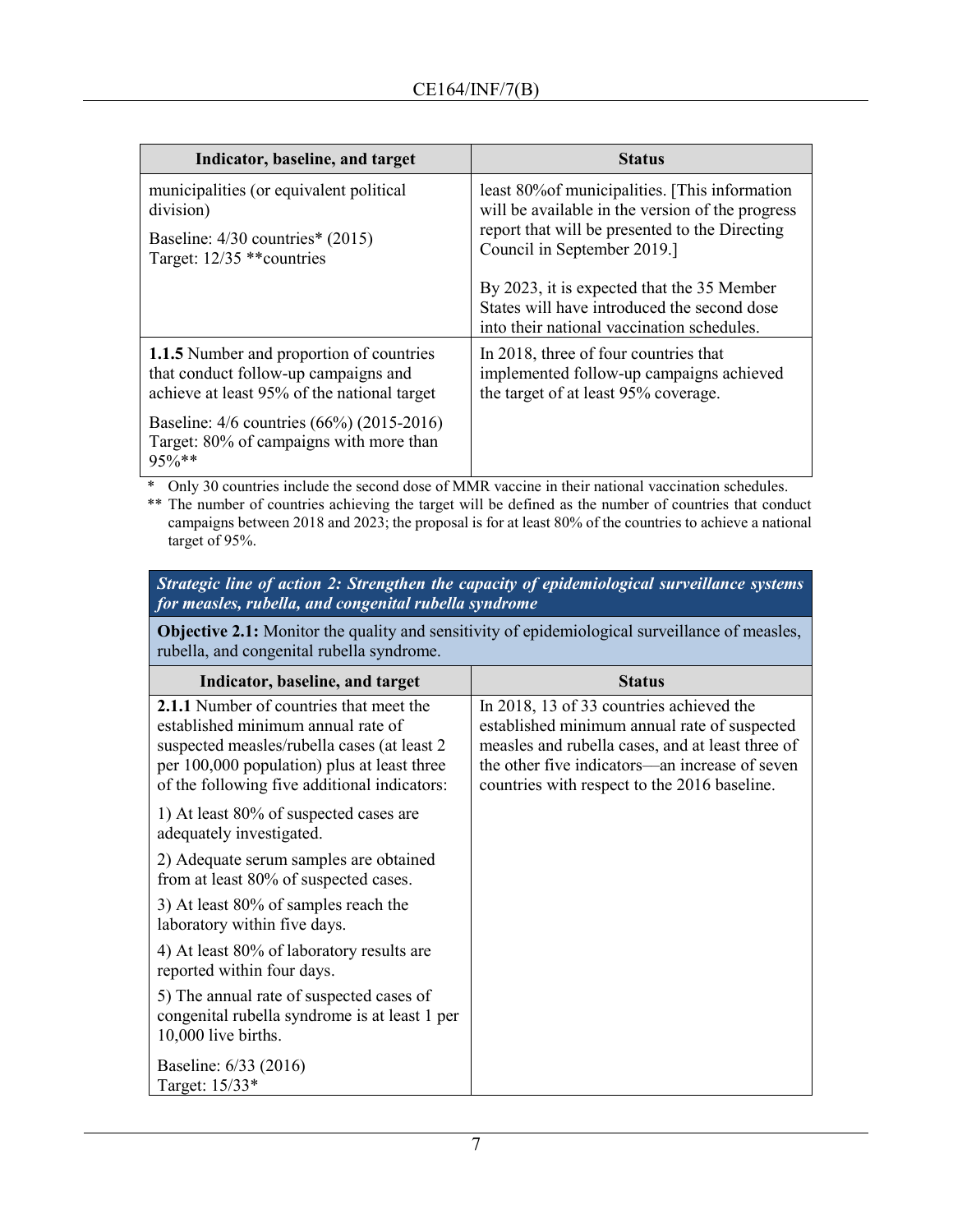| Indicator, baseline, and target | Status |
|---|---|
| municipalities (or equivalent political division)<br><br>Baseline: 4/30 countries* (2015)<br>Target: 12/35 **countries | least 80%of municipalities. [This information will be available in the version of the progress report that will be presented to the Directing Council in September 2019.]<br><br>By 2023, it is expected that the 35 Member States will have introduced the second dose into their national vaccination schedules. |
| **1.1.5** Number and proportion of countries that conduct follow-up campaigns and achieve at least 95% of the national target<br><br>Baseline: 4/6 countries (66%) (2015-2016)<br>Target: 80% of campaigns with more than 95%** | In 2018, three of four countries that implemented follow-up campaigns achieved the target of at least 95% coverage. |

\* Only 30 countries include the second dose of MMR vaccine in their national vaccination schedules.

\*\* The number of countries achieving the target will be defined as the number of countries that conduct campaigns between 2018 and 2023; the proposal is for at least 80% of the countries to achieve a national target of 95%.

***Strategic line of action 2: Strengthen the capacity of epidemiological surveillance systems for measles, rubella, and congenital rubella syndrome***

**Objective 2.1:** Monitor the quality and sensitivity of epidemiological surveillance of measles, rubella, and congenital rubella syndrome.

| Indicator, baseline, and target | Status |
|---|---|
| **2.1.1** Number of countries that meet the established minimum annual rate of suspected measles/rubella cases (at least 2 per 100,000 population) plus at least three of the following five additional indicators:<br><br>1) At least 80% of suspected cases are adequately investigated.<br><br>2) Adequate serum samples are obtained from at least 80% of suspected cases.<br><br>3) At least 80% of samples reach the laboratory within five days.<br><br>4) At least 80% of laboratory results are reported within four days.<br><br>5) The annual rate of suspected cases of congenital rubella syndrome is at least 1 per 10,000 live births.<br><br>Baseline: 6/33 (2016)<br>Target: 15/33* | In 2018, 13 of 33 countries achieved the established minimum annual rate of suspected measles and rubella cases, and at least three of the other five indicators—an increase of seven countries with respect to the 2016 baseline. |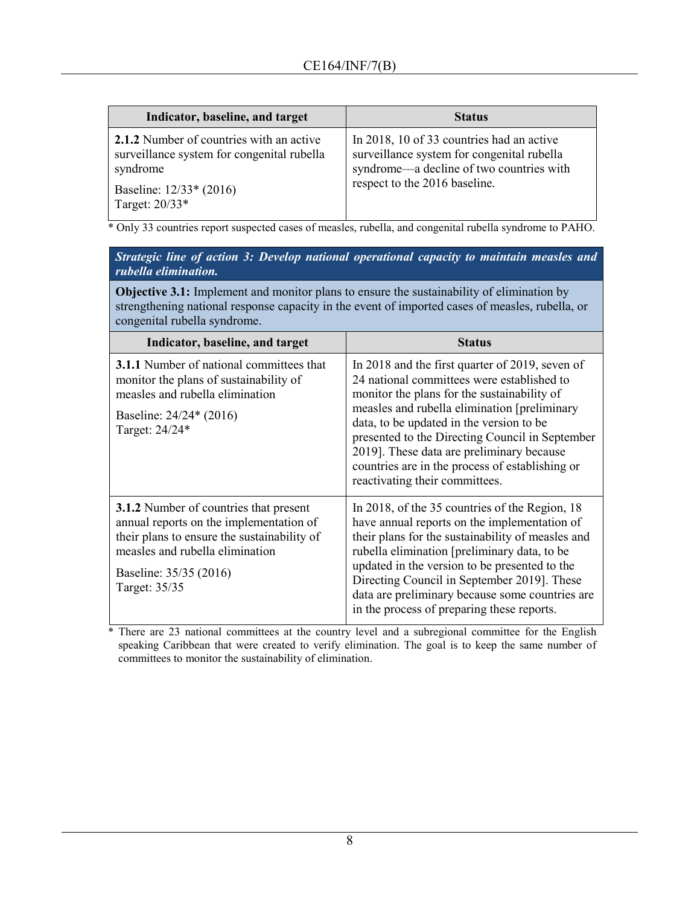| Indicator, baseline, and target | Status |
|---|---|
| **2.1.2** Number of countries with an active surveillance system for congenital rubella syndrome<br><br>Baseline: 12/33* (2016)<br>Target: 20/33* | In 2018, 10 of 33 countries had an active surveillance system for congenital rubella syndrome—a decline of two countries with respect to the 2016 baseline. |

\* Only 33 countries report suspected cases of measles, rubella, and congenital rubella syndrome to PAHO.

***Strategic line of action 3: Develop national operational capacity to maintain measles and rubella elimination.***

**Objective 3.1:** Implement and monitor plans to ensure the sustainability of elimination by strengthening national response capacity in the event of imported cases of measles, rubella, or congenital rubella syndrome.

| Indicator, baseline, and target | Status |
|---|---|
| **3.1.1** Number of national committees that monitor the plans of sustainability of measles and rubella elimination<br><br>Baseline: 24/24* (2016)<br>Target: 24/24* | In 2018 and the first quarter of 2019, seven of 24 national committees were established to monitor the plans for the sustainability of measles and rubella elimination [preliminary data, to be updated in the version to be presented to the Directing Council in September 2019]. These data are preliminary because countries are in the process of establishing or reactivating their committees. |
| **3.1.2** Number of countries that present annual reports on the implementation of their plans to ensure the sustainability of measles and rubella elimination<br><br>Baseline: 35/35 (2016)<br>Target: 35/35 | In 2018, of the 35 countries of the Region, 18 have annual reports on the implementation of their plans for the sustainability of measles and rubella elimination [preliminary data, to be updated in the version to be presented to the Directing Council in September 2019]. These data are preliminary because some countries are in the process of preparing these reports. |

\* There are 23 national committees at the country level and a subregional committee for the English speaking Caribbean that were created to verify elimination. The goal is to keep the same number of committees to monitor the sustainability of elimination.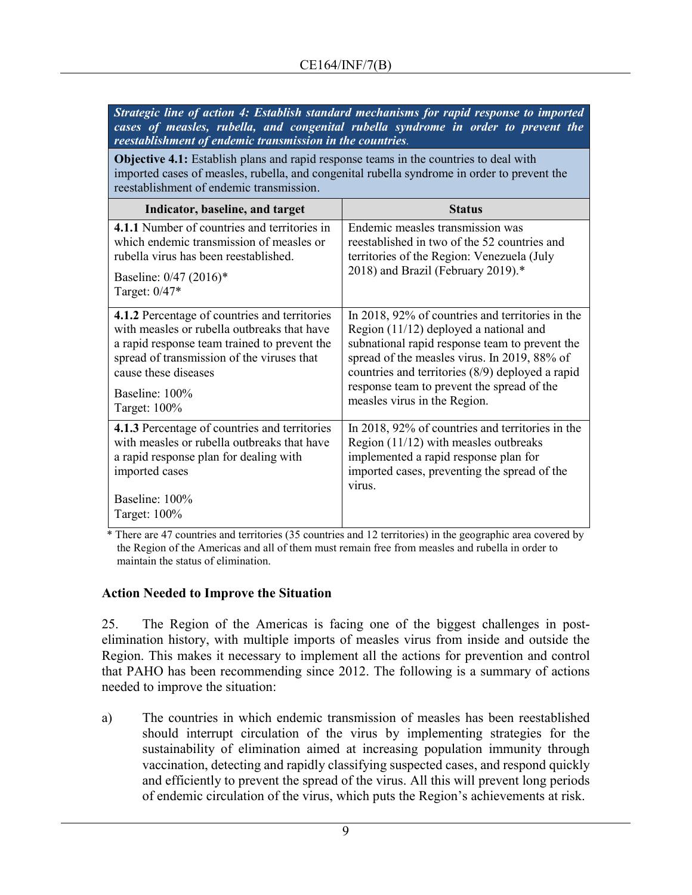| ***Strategic line of action 4: Establish standard mechanisms for rapid response to imported cases of measles, rubella, and congenital rubella syndrome in order to prevent the reestablishment of endemic transmission in the countries.*** | |
|---|---|
| **Objective 4.1:** Establish plans and rapid response teams in the countries to deal with imported cases of measles, rubella, and congenital rubella syndrome in order to prevent the reestablishment of endemic transmission. | |
| **Indicator, baseline, and target** | **Status** |
| **4.1.1** Number of countries and territories in which endemic transmission of measles or rubella virus has been reestablished.<br><br>Baseline: 0/47 (2016)*<br>Target: 0/47* | Endemic measles transmission was reestablished in two of the 52 countries and territories of the Region: Venezuela (July 2018) and Brazil (February 2019).* |
| **4.1.2** Percentage of countries and territories with measles or rubella outbreaks that have a rapid response team trained to prevent the spread of transmission of the viruses that cause these diseases<br><br>Baseline: 100%<br>Target: 100% | In 2018, 92% of countries and territories in the Region (11/12) deployed a national and subnational rapid response team to prevent the spread of the measles virus. In 2019, 88% of countries and territories (8/9) deployed a rapid response team to prevent the spread of the measles virus in the Region. |
| **4.1.3** Percentage of countries and territories with measles or rubella outbreaks that have a rapid response plan for dealing with imported cases<br><br>Baseline: 100%<br>Target: 100% | In 2018, 92% of countries and territories in the Region (11/12) with measles outbreaks implemented a rapid response plan for imported cases, preventing the spread of the virus. |

\* There are 47 countries and territories (35 countries and 12 territories) in the geographic area covered by the Region of the Americas and all of them must remain free from measles and rubella in order to maintain the status of elimination.

### Action Needed to Improve the Situation

25. The Region of the Americas is facing one of the biggest challenges in post-elimination history, with multiple imports of measles virus from inside and outside the Region. This makes it necessary to implement all the actions for prevention and control that PAHO has been recommending since 2012. The following is a summary of actions needed to improve the situation:

a) The countries in which endemic transmission of measles has been reestablished should interrupt circulation of the virus by implementing strategies for the sustainability of elimination aimed at increasing population immunity through vaccination, detecting and rapidly classifying suspected cases, and respond quickly and efficiently to prevent the spread of the virus. All this will prevent long periods of endemic circulation of the virus, which puts the Region's achievements at risk.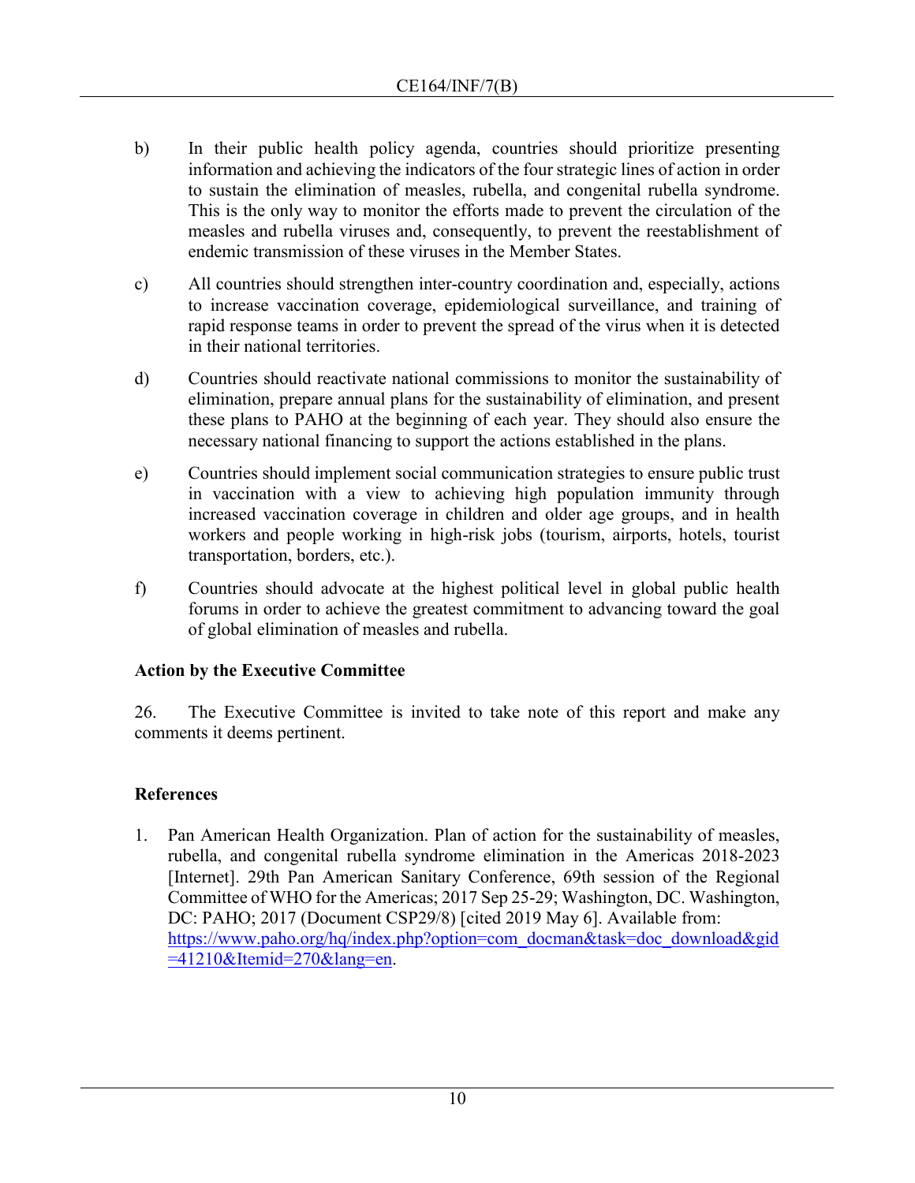b) In their public health policy agenda, countries should prioritize presenting information and achieving the indicators of the four strategic lines of action in order to sustain the elimination of measles, rubella, and congenital rubella syndrome. This is the only way to monitor the efforts made to prevent the circulation of the measles and rubella viruses and, consequently, to prevent the reestablishment of endemic transmission of these viruses in the Member States.

c) All countries should strengthen inter-country coordination and, especially, actions to increase vaccination coverage, epidemiological surveillance, and training of rapid response teams in order to prevent the spread of the virus when it is detected in their national territories.

d) Countries should reactivate national commissions to monitor the sustainability of elimination, prepare annual plans for the sustainability of elimination, and present these plans to PAHO at the beginning of each year. They should also ensure the necessary national financing to support the actions established in the plans.

e) Countries should implement social communication strategies to ensure public trust in vaccination with a view to achieving high population immunity through increased vaccination coverage in children and older age groups, and in health workers and people working in high-risk jobs (tourism, airports, hotels, tourist transportation, borders, etc.).

f) Countries should advocate at the highest political level in global public health forums in order to achieve the greatest commitment to advancing toward the goal of global elimination of measles and rubella.

## Action by the Executive Committee

26. The Executive Committee is invited to take note of this report and make any comments it deems pertinent.

## References

1. Pan American Health Organization. Plan of action for the sustainability of measles, rubella, and congenital rubella syndrome elimination in the Americas 2018-2023 [Internet]. 29th Pan American Sanitary Conference, 69th session of the Regional Committee of WHO for the Americas; 2017 Sep 25-29; Washington, DC. Washington, DC: PAHO; 2017 (Document CSP29/8) [cited 2019 May 6]. Available from: https://www.paho.org/hq/index.php?option=com_docman&task=doc_download&gid=41210&Itemid=270&lang=en.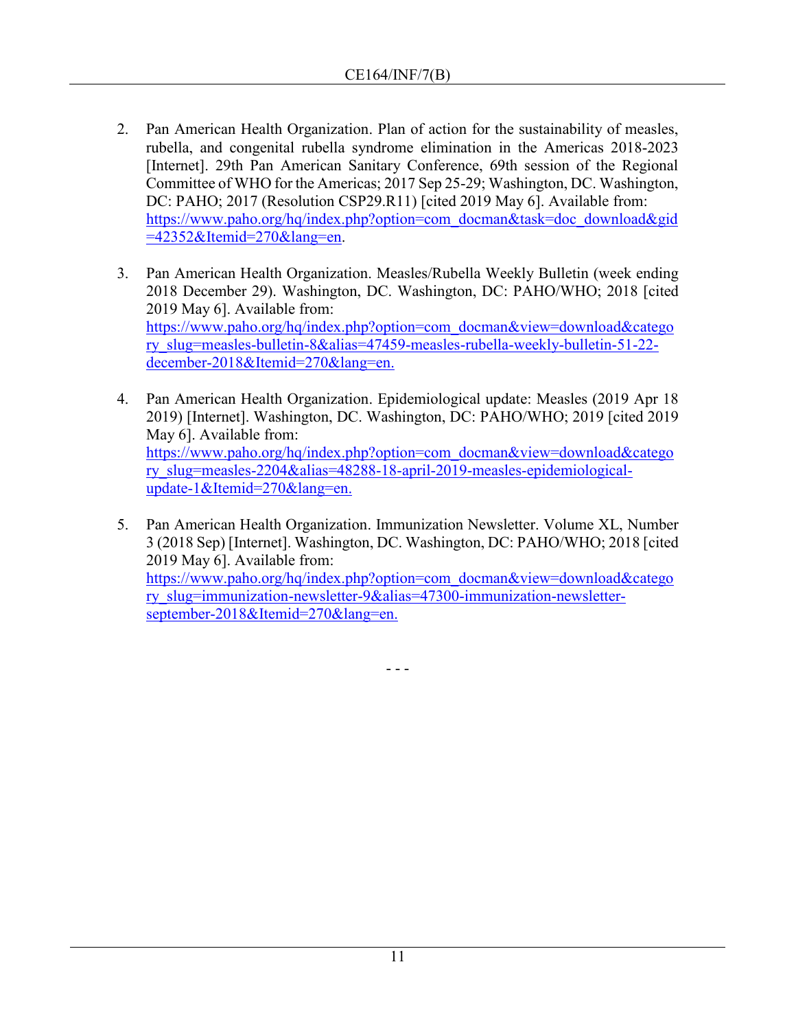2. Pan American Health Organization. Plan of action for the sustainability of measles, rubella, and congenital rubella syndrome elimination in the Americas 2018-2023 [Internet]. 29th Pan American Sanitary Conference, 69th session of the Regional Committee of WHO for the Americas; 2017 Sep 25-29; Washington, DC. Washington, DC: PAHO; 2017 (Resolution CSP29.R11) [cited 2019 May 6]. Available from: https://www.paho.org/hq/index.php?option=com_docman&task=doc_download&gid=42352&Itemid=270&lang=en.

3. Pan American Health Organization. Measles/Rubella Weekly Bulletin (week ending 2018 December 29). Washington, DC. Washington, DC: PAHO/WHO; 2018 [cited 2019 May 6]. Available from: https://www.paho.org/hq/index.php?option=com_docman&view=download&category_slug=measles-bulletin-8&alias=47459-measles-rubella-weekly-bulletin-51-22-december-2018&Itemid=270&lang=en.

4. Pan American Health Organization. Epidemiological update: Measles (2019 Apr 18 2019) [Internet]. Washington, DC. Washington, DC: PAHO/WHO; 2019 [cited 2019 May 6]. Available from: https://www.paho.org/hq/index.php?option=com_docman&view=download&category_slug=measles-2204&alias=48288-18-april-2019-measles-epidemiological-update-1&Itemid=270&lang=en.

5. Pan American Health Organization. Immunization Newsletter. Volume XL, Number 3 (2018 Sep) [Internet]. Washington, DC. Washington, DC: PAHO/WHO; 2018 [cited 2019 May 6]. Available from: https://www.paho.org/hq/index.php?option=com_docman&view=download&category_slug=immunization-newsletter-9&alias=47300-immunization-newsletter-september-2018&Itemid=270&lang=en.

- - -